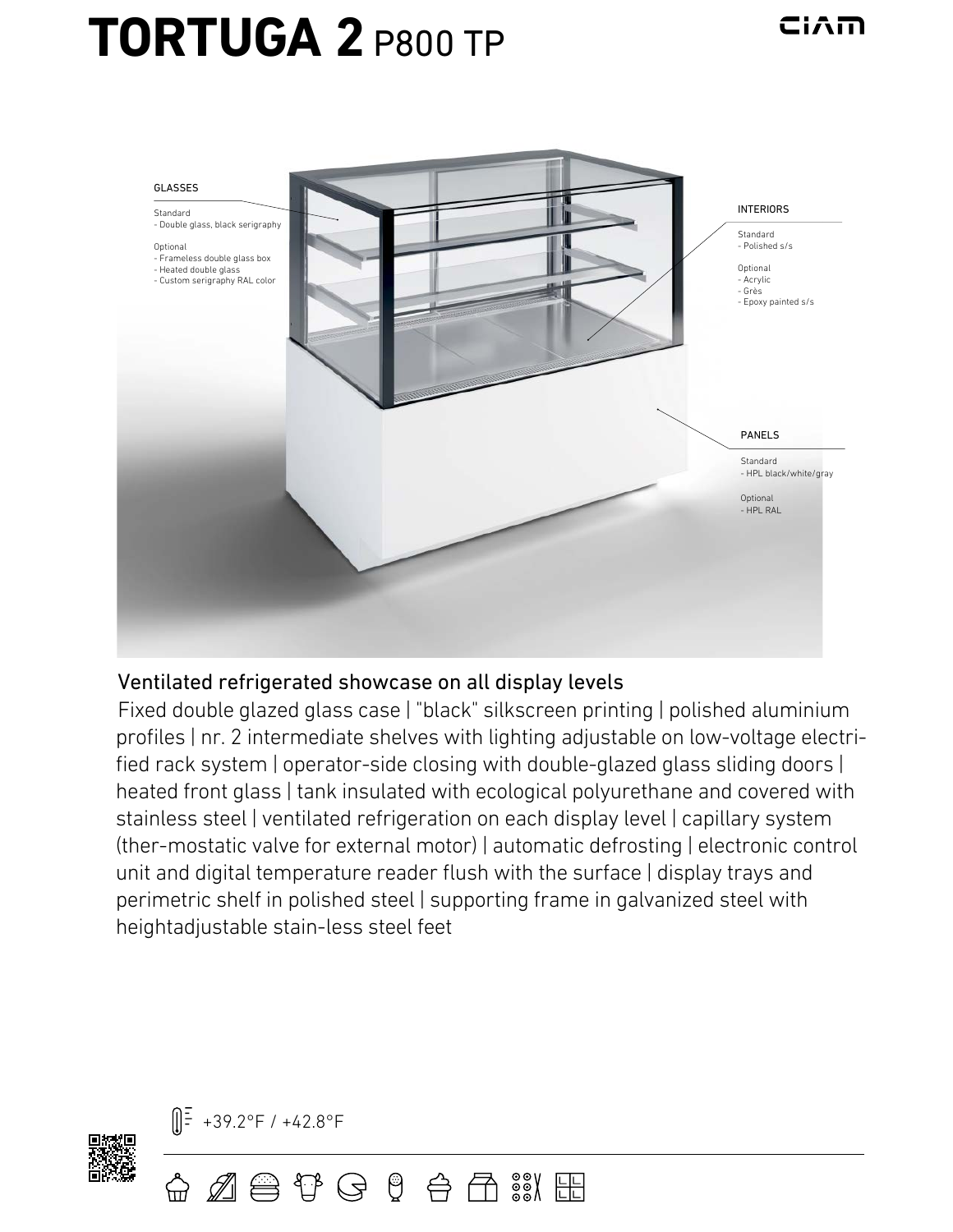# TORTUGA 2 P800 TP

CIAM

GLASSES

Standard
- Double glass, black serigraphy

Optional
- Frameless double glass box
- Heated double glass
- Custom serigraphy RAL color

INTERIORS

Standard
- Polished s/s

Optional
- Acrylic
- Grès
- Epoxy painted s/s

PANELS

Standard
- HPL black/white/gray

Optional
- HPL RAL

## Ventilated refrigerated showcase on all display levels

Fixed double glazed glass case | "black" silkscreen printing | polished aluminium profiles | nr. 2 intermediate shelves with lighting adjustable on low-voltage electrified rack system | operator-side closing with double-glazed glass sliding doors | heated front glass | tank insulated with ecological polyurethane and covered with stainless steel | ventilated refrigeration on each display level | capillary system (ther-mostatic valve for external motor) | automatic defrosting | electronic control unit and digital temperature reader flush with the surface | display trays and perimetric shelf in polished steel | supporting frame in galvanized steel with heightadjustable stain-less steel feet

+39.2°F / +42.8°F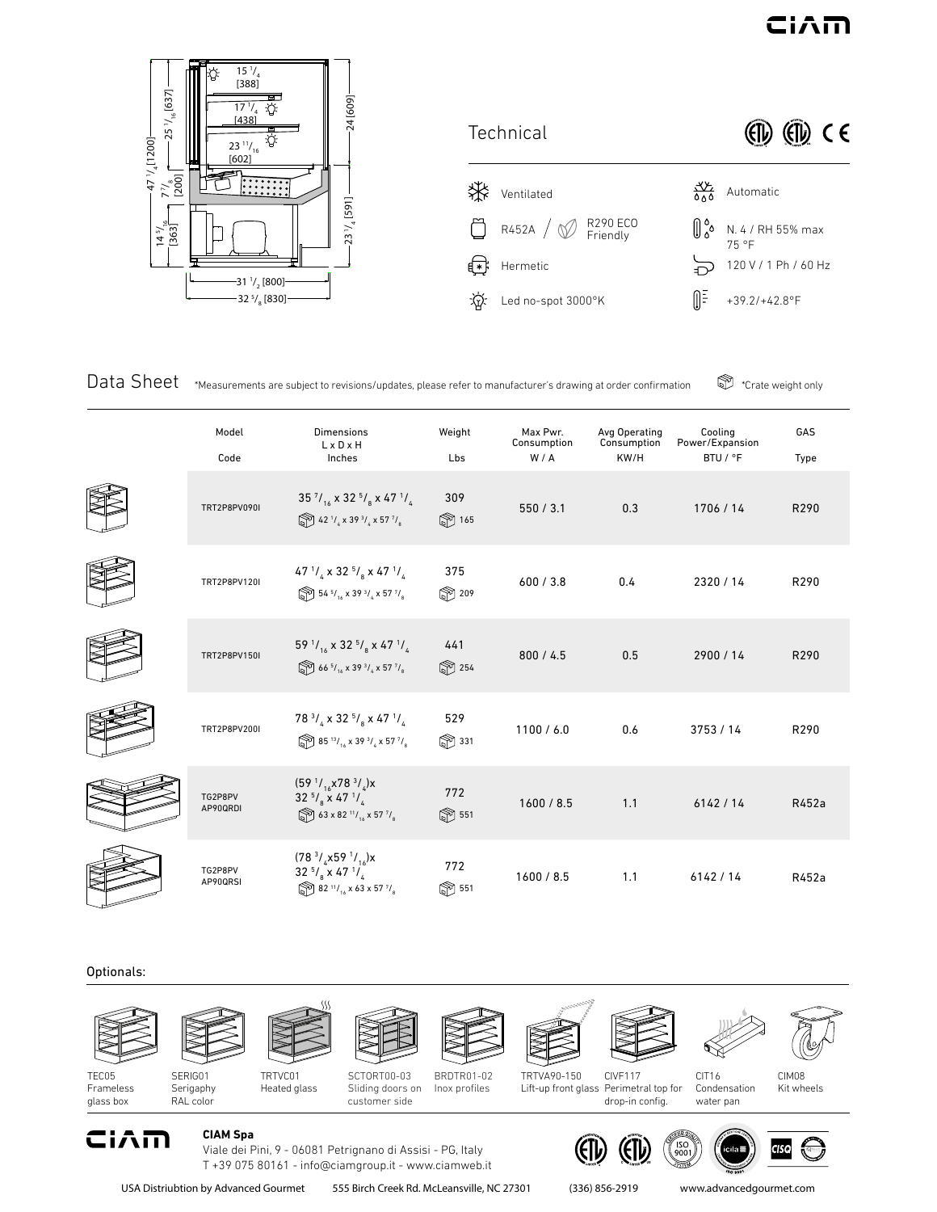## Technical

| | |
|---|---|
| Ventilated | Automatic |
| R452A / R290 ECO Friendly | N. 4 / RH 55% max 75 °F |
| Hermetic | 120 V / 1 Ph / 60 Hz |
| Led no-spot 3000°K | +39.2/+42.8°F |

## Data Sheet

*Measurements are subject to revisions/updates, please refer to manufacturer's drawing at order confirmation

*Crate weight only

| Model Code | Dimensions L x D x H Inches | Weight Lbs | Max Pwr. Consumption W / A | Avg Operating Consumption KW/H | Cooling Power/Expansion BTU / °F | GAS Type |
|---|---|---|---|---|---|---|
| TRT2P8PV090I | 35 7/16 x 32 5/8 x 47 1/4 (crate: 42 1/4 x 39 3/4 x 57 7/8) | 309 (crate: 165) | 550 / 3.1 | 0.3 | 1706 / 14 | R290 |
| TRT2P8PV120I | 47 1/4 x 32 5/8 x 47 1/4 (crate: 54 5/16 x 39 3/4 x 57 7/8) | 375 (crate: 209) | 600 / 3.8 | 0.4 | 2320 / 14 | R290 |
| TRT2P8PV150I | 59 1/16 x 32 5/8 x 47 1/4 (crate: 66 5/16 x 39 3/4 x 57 7/8) | 441 (crate: 254) | 800 / 4.5 | 0.5 | 2900 / 14 | R290 |
| TRT2P8PV200I | 78 3/4 x 32 5/8 x 47 1/4 (crate: 85 13/16 x 39 3/4 x 57 7/8) | 529 (crate: 331) | 1100 / 6.0 | 0.6 | 3753 / 14 | R290 |
| TG2P8PV AP90QRDI | (59 1/16x78 3/4)x 32 5/8 x 47 1/4 (crate: 63 x 82 11/16 x 57 7/8) | 772 (crate: 551) | 1600 / 8.5 | 1.1 | 6142 / 14 | R452a |
| TG2P8PV AP90QRSI | (78 3/4x59 1/16)x 32 5/8 x 47 1/4 (crate: 82 11/16 x 63 x 57 7/8) | 772 (crate: 551) | 1600 / 8.5 | 1.1 | 6142 / 14 | R452a |

## Optionals:

- TEC05 Frameless glass box
- SERIG01 Serigaphy RAL color
- TRTVC01 Heated glass
- SCTORT00-03 Sliding doors on customer side
- BRDTR01-02 Inox profiles
- TRTVA90-150 Lift-up front glass
- CIVF117 Perimetral top for drop-in config.
- CIT16 Condensation water pan
- CIM08 Kit wheels

**CIAM Spa**
Viale dei Pini, 9 - 06081 Petrignano di Assisi - PG, Italy
T +39 075 80161 - info@ciamgroup.it - www.ciamweb.it

USA Distriubtion by Advanced Gourmet 555 Birch Creek Rd. McLeansville, NC 27301 (336) 856-2919 www.advancedgourmet.com